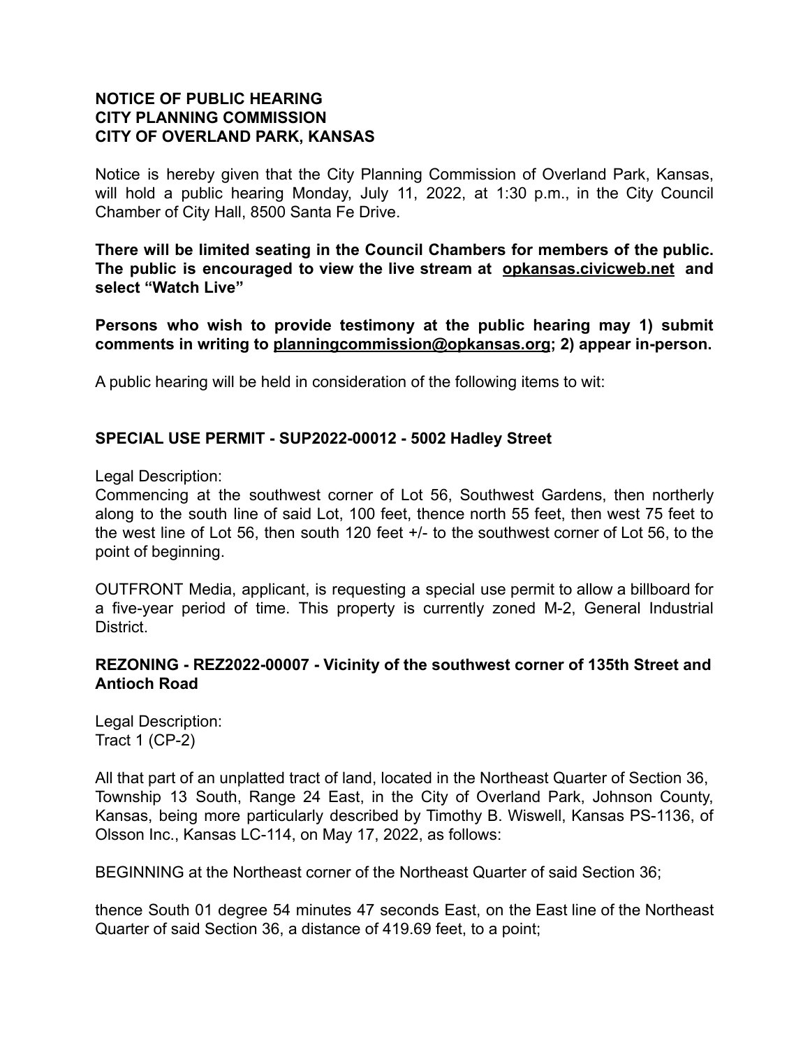**NOTICE OF PUBLIC HEARING**
**CITY PLANNING COMMISSION**
**CITY OF OVERLAND PARK, KANSAS**

Notice is hereby given that the City Planning Commission of Overland Park, Kansas, will hold a public hearing Monday, July 11, 2022, at 1:30 p.m., in the City Council Chamber of City Hall, 8500 Santa Fe Drive.

**There will be limited seating in the Council Chambers for members of the public. The public is encouraged to view the live stream at opkansas.civicweb.net and select "Watch Live"**

**Persons who wish to provide testimony at the public hearing may 1) submit comments in writing to planningcommission@opkansas.org; 2) appear in-person.**

A public hearing will be held in consideration of the following items to wit:

**SPECIAL USE PERMIT - SUP2022-00012 - 5002 Hadley Street**

Legal Description:
Commencing at the southwest corner of Lot 56, Southwest Gardens, then northerly along to the south line of said Lot, 100 feet, thence north 55 feet, then west 75 feet to the west line of Lot 56, then south 120 feet +/- to the southwest corner of Lot 56, to the point of beginning.

OUTFRONT Media, applicant, is requesting a special use permit to allow a billboard for a five-year period of time. This property is currently zoned M-2, General Industrial District.

**REZONING - REZ2022-00007 - Vicinity of the southwest corner of 135th Street and Antioch Road**

Legal Description:
Tract 1 (CP-2)

All that part of an unplatted tract of land, located in the Northeast Quarter of Section 36, Township 13 South, Range 24 East, in the City of Overland Park, Johnson County, Kansas, being more particularly described by Timothy B. Wiswell, Kansas PS-1136, of Olsson Inc., Kansas LC-114, on May 17, 2022, as follows:

BEGINNING at the Northeast corner of the Northeast Quarter of said Section 36;

thence South 01 degree 54 minutes 47 seconds East, on the East line of the Northeast Quarter of said Section 36, a distance of 419.69 feet, to a point;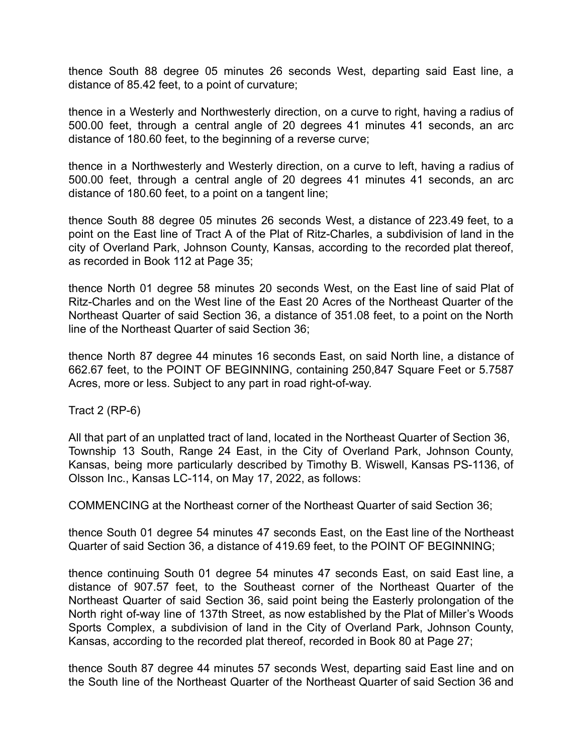thence South 88 degree 05 minutes 26 seconds West, departing said East line, a distance of 85.42 feet, to a point of curvature;

thence in a Westerly and Northwesterly direction, on a curve to right, having a radius of 500.00 feet, through a central angle of 20 degrees 41 minutes 41 seconds, an arc distance of 180.60 feet, to the beginning of a reverse curve;

thence in a Northwesterly and Westerly direction, on a curve to left, having a radius of 500.00 feet, through a central angle of 20 degrees 41 minutes 41 seconds, an arc distance of 180.60 feet, to a point on a tangent line;

thence South 88 degree 05 minutes 26 seconds West, a distance of 223.49 feet, to a point on the East line of Tract A of the Plat of Ritz-Charles, a subdivision of land in the city of Overland Park, Johnson County, Kansas, according to the recorded plat thereof, as recorded in Book 112 at Page 35;

thence North 01 degree 58 minutes 20 seconds West, on the East line of said Plat of Ritz-Charles and on the West line of the East 20 Acres of the Northeast Quarter of the Northeast Quarter of said Section 36, a distance of 351.08 feet, to a point on the North line of the Northeast Quarter of said Section 36;

thence North 87 degree 44 minutes 16 seconds East, on said North line, a distance of 662.67 feet, to the POINT OF BEGINNING, containing 250,847 Square Feet or 5.7587 Acres, more or less. Subject to any part in road right-of-way.

Tract 2 (RP-6)

All that part of an unplatted tract of land, located in the Northeast Quarter of Section 36, Township 13 South, Range 24 East, in the City of Overland Park, Johnson County, Kansas, being more particularly described by Timothy B. Wiswell, Kansas PS-1136, of Olsson Inc., Kansas LC-114, on May 17, 2022, as follows:

COMMENCING at the Northeast corner of the Northeast Quarter of said Section 36;

thence South 01 degree 54 minutes 47 seconds East, on the East line of the Northeast Quarter of said Section 36, a distance of 419.69 feet, to the POINT OF BEGINNING;

thence continuing South 01 degree 54 minutes 47 seconds East, on said East line, a distance of 907.57 feet, to the Southeast corner of the Northeast Quarter of the Northeast Quarter of said Section 36, said point being the Easterly prolongation of the North right of-way line of 137th Street, as now established by the Plat of Miller's Woods Sports Complex, a subdivision of land in the City of Overland Park, Johnson County, Kansas, according to the recorded plat thereof, recorded in Book 80 at Page 27;

thence South 87 degree 44 minutes 57 seconds West, departing said East line and on the South line of the Northeast Quarter of the Northeast Quarter of said Section 36 and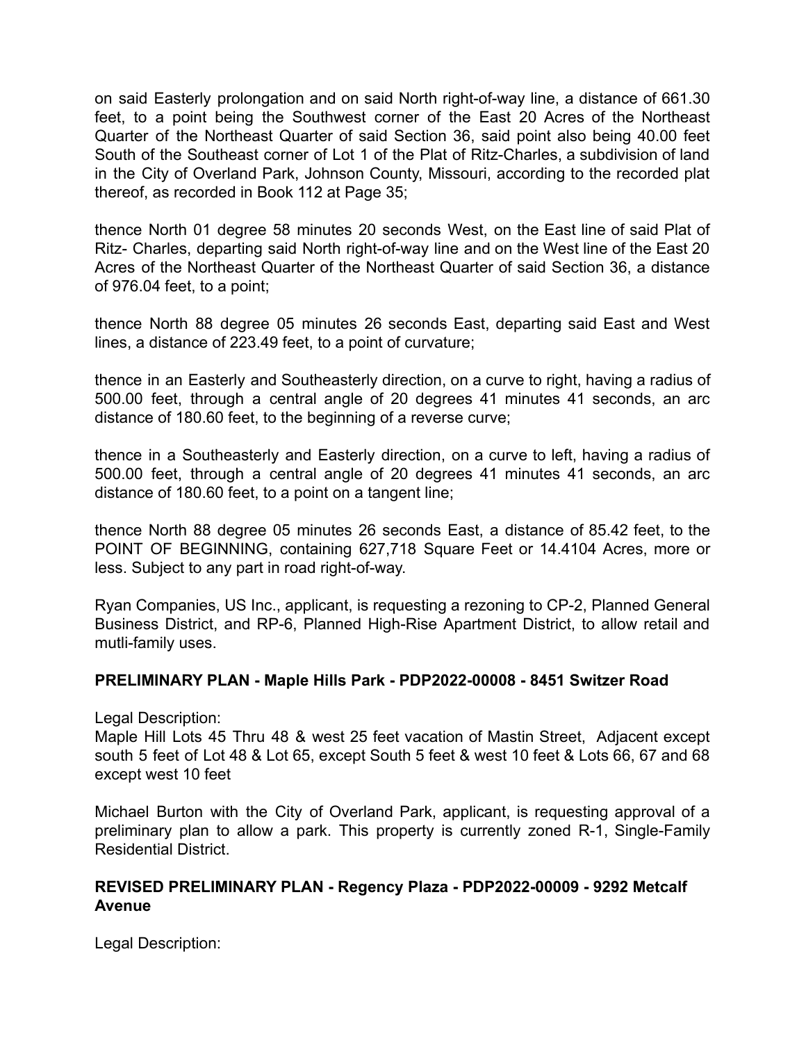on said Easterly prolongation and on said North right-of-way line, a distance of 661.30 feet, to a point being the Southwest corner of the East 20 Acres of the Northeast Quarter of the Northeast Quarter of said Section 36, said point also being 40.00 feet South of the Southeast corner of Lot 1 of the Plat of Ritz-Charles, a subdivision of land in the City of Overland Park, Johnson County, Missouri, according to the recorded plat thereof, as recorded in Book 112 at Page 35;

thence North 01 degree 58 minutes 20 seconds West, on the East line of said Plat of Ritz- Charles, departing said North right-of-way line and on the West line of the East 20 Acres of the Northeast Quarter of the Northeast Quarter of said Section 36, a distance of 976.04 feet, to a point;

thence North 88 degree 05 minutes 26 seconds East, departing said East and West lines, a distance of 223.49 feet, to a point of curvature;

thence in an Easterly and Southeasterly direction, on a curve to right, having a radius of 500.00 feet, through a central angle of 20 degrees 41 minutes 41 seconds, an arc distance of 180.60 feet, to the beginning of a reverse curve;

thence in a Southeasterly and Easterly direction, on a curve to left, having a radius of 500.00 feet, through a central angle of 20 degrees 41 minutes 41 seconds, an arc distance of 180.60 feet, to a point on a tangent line;

thence North 88 degree 05 minutes 26 seconds East, a distance of 85.42 feet, to the POINT OF BEGINNING, containing 627,718 Square Feet or 14.4104 Acres, more or less. Subject to any part in road right-of-way.

Ryan Companies, US Inc., applicant, is requesting a rezoning to CP-2, Planned General Business District, and RP-6, Planned High-Rise Apartment District, to allow retail and mutli-family uses.

**PRELIMINARY PLAN - Maple Hills Park - PDP2022-00008 - 8451 Switzer Road**

Legal Description:
Maple Hill Lots 45 Thru 48 & west 25 feet vacation of Mastin Street, Adjacent except south 5 feet of Lot 48 & Lot 65, except South 5 feet & west 10 feet & Lots 66, 67 and 68 except west 10 feet

Michael Burton with the City of Overland Park, applicant, is requesting approval of a preliminary plan to allow a park. This property is currently zoned R-1, Single-Family Residential District.

**REVISED PRELIMINARY PLAN - Regency Plaza - PDP2022-00009 - 9292 Metcalf Avenue**

Legal Description: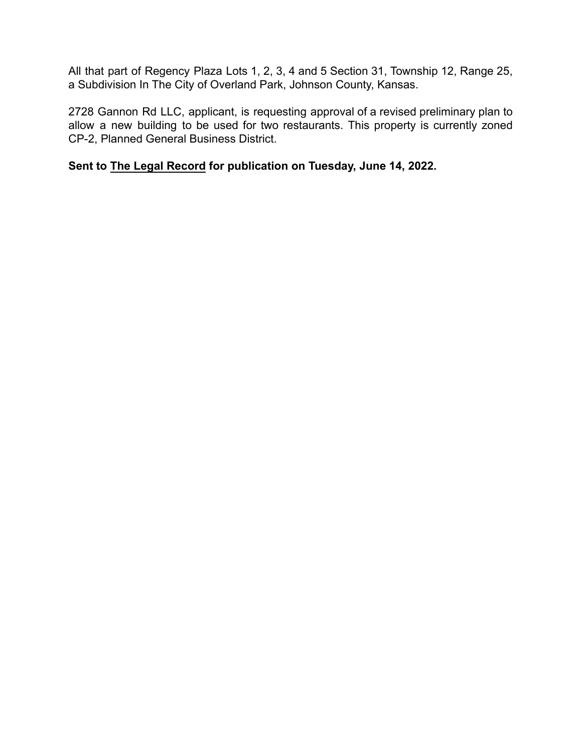All that part of Regency Plaza Lots 1, 2, 3, 4 and 5 Section 31, Township 12, Range 25, a Subdivision In The City of Overland Park, Johnson County, Kansas.

2728 Gannon Rd LLC, applicant, is requesting approval of a revised preliminary plan to allow a new building to be used for two restaurants. This property is currently zoned CP-2, Planned General Business District.

**Sent to <u>The Legal Record</u> for publication on Tuesday, June 14, 2022.**